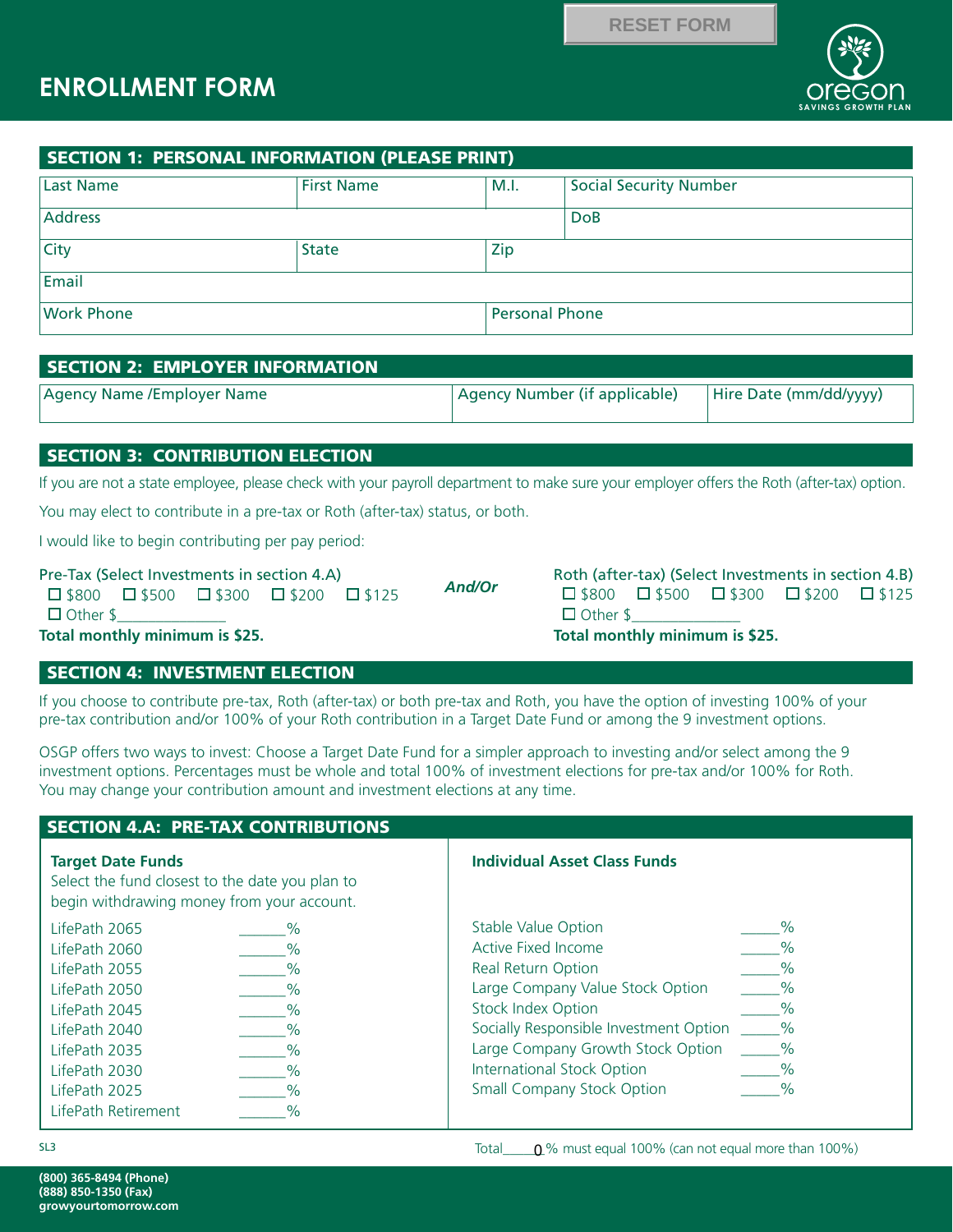RESET FORM

# ENROLLMENT FORM

oregon SAVINGS GROWTH PLAN

## SECTION 1: PERSONAL INFORMATION (PLEASE PRINT)

| Last Name | First Name | M.I. | Social Security Number |
|---|---|---|---|
| Address | | | DoB |
| City | State | Zip | |
| Email | | | |
| Work Phone | | Personal Phone | |

## SECTION 2: EMPLOYER INFORMATION

| Agency Name /Employer Name | Agency Number (if applicable) | Hire Date (mm/dd/yyyy) |
|---|---|---|
| | | |

## SECTION 3: CONTRIBUTION ELECTION

If you are not a state employee, please check with your payroll department to make sure your employer offers the Roth (after-tax) option.

You may elect to contribute in a pre-tax or Roth (after-tax) status, or both.

I would like to begin contributing per pay period:

Pre-Tax (Select Investments in section 4.A)
☐ $800 ☐ $500 ☐ $300 ☐ $200 ☐ $125
☐ Other $______________
**Total monthly minimum is $25.**

***And/Or***

Roth (after-tax) (Select Investments in section 4.B)
☐ $800 ☐ $500 ☐ $300 ☐ $200 ☐ $125
☐ Other $______________
**Total monthly minimum is $25.**

## SECTION 4: INVESTMENT ELECTION

If you choose to contribute pre-tax, Roth (after-tax) or both pre-tax and Roth, you have the option of investing 100% of your pre-tax contribution and/or 100% of your Roth contribution in a Target Date Fund or among the 9 investment options.

OSGP offers two ways to invest: Choose a Target Date Fund for a simpler approach to investing and/or select among the 9 investment options. Percentages must be whole and total 100% of investment elections for pre-tax and/or 100% for Roth. You may change your contribution amount and investment elections at any time.

## SECTION 4.A: PRE-TAX CONTRIBUTIONS

**Target Date Funds**
Select the fund closest to the date you plan to begin withdrawing money from your account.

| Fund | % |
|---|---|
| LifePath 2065 | ______% |
| LifePath 2060 | ______% |
| LifePath 2055 | ______% |
| LifePath 2050 | ______% |
| LifePath 2045 | ______% |
| LifePath 2040 | ______% |
| LifePath 2035 | ______% |
| LifePath 2030 | ______% |
| LifePath 2025 | ______% |
| LifePath Retirement | ______% |

**Individual Asset Class Funds**

| Fund | % |
|---|---|
| Stable Value Option | _____% |
| Active Fixed Income | _____% |
| Real Return Option | _____% |
| Large Company Value Stock Option | _____% |
| Stock Index Option | _____% |
| Socially Responsible Investment Option | _____% |
| Large Company Growth Stock Option | _____% |
| International Stock Option | _____% |
| Small Company Stock Option | _____% |

SL3

Total____0 % must equal 100% (can not equal more than 100%)

(800) 365-8494 (Phone)
(888) 850-1350 (Fax)
growyourtomorrow.com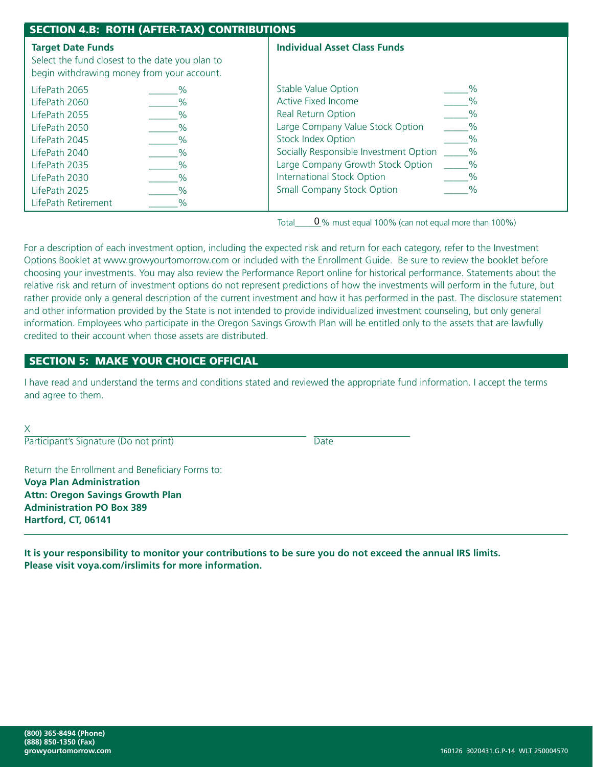## SECTION 4.B: ROTH (AFTER-TAX) CONTRIBUTIONS

| **Target Date Funds** Select the fund closest to the date you plan to begin withdrawing money from your account. | | **Individual Asset Class Funds** | |
|---|---|---|---|
| LifePath 2065 | ______% | Stable Value Option | _____% |
| LifePath 2060 | ______% | Active Fixed Income | _____% |
| LifePath 2055 | ______% | Real Return Option | _____% |
| LifePath 2050 | ______% | Large Company Value Stock Option | _____% |
| LifePath 2045 | ______% | Stock Index Option | _____% |
| LifePath 2040 | ______% | Socially Responsible Investment Option | _____% |
| LifePath 2035 | ______% | Large Company Growth Stock Option | _____% |
| LifePath 2030 | ______% | International Stock Option | _____% |
| LifePath 2025 | ______% | Small Company Stock Option | _____% |
| LifePath Retirement | ______% | | |

Total ____0____% must equal 100% (can not equal more than 100%)

For a description of each investment option, including the expected risk and return for each category, refer to the Investment Options Booklet at www.growyourtomorrow.com or included with the Enrollment Guide. Be sure to review the booklet before choosing your investments. You may also review the Performance Report online for historical performance. Statements about the relative risk and return of investment options do not represent predictions of how the investments will perform in the future, but rather provide only a general description of the current investment and how it has performed in the past. The disclosure statement and other information provided by the State is not intended to provide individualized investment counseling, but only general information. Employees who participate in the Oregon Savings Growth Plan will be entitled only to the assets that are lawfully credited to their account when those assets are distributed.

## SECTION 5: MAKE YOUR CHOICE OFFICIAL

I have read and understand the terms and conditions stated and reviewed the appropriate fund information. I accept the terms and agree to them.

X_______________________________________________ ____________________

Participant's Signature (Do not print) Date

Return the Enrollment and Beneficiary Forms to:

**Voya Plan Administration**
**Attn: Oregon Savings Growth Plan**
**Administration PO Box 389**
**Hartford, CT, 06141**

---

**It is your responsibility to monitor your contributions to be sure you do not exceed the annual IRS limits. Please visit voya.com/irslimits for more information.**

**(800) 365-8494 (Phone)**
**(888) 850-1350 (Fax)**
**growyourtomorrow.com**

160126 3020431.G.P-14 WLT 250004570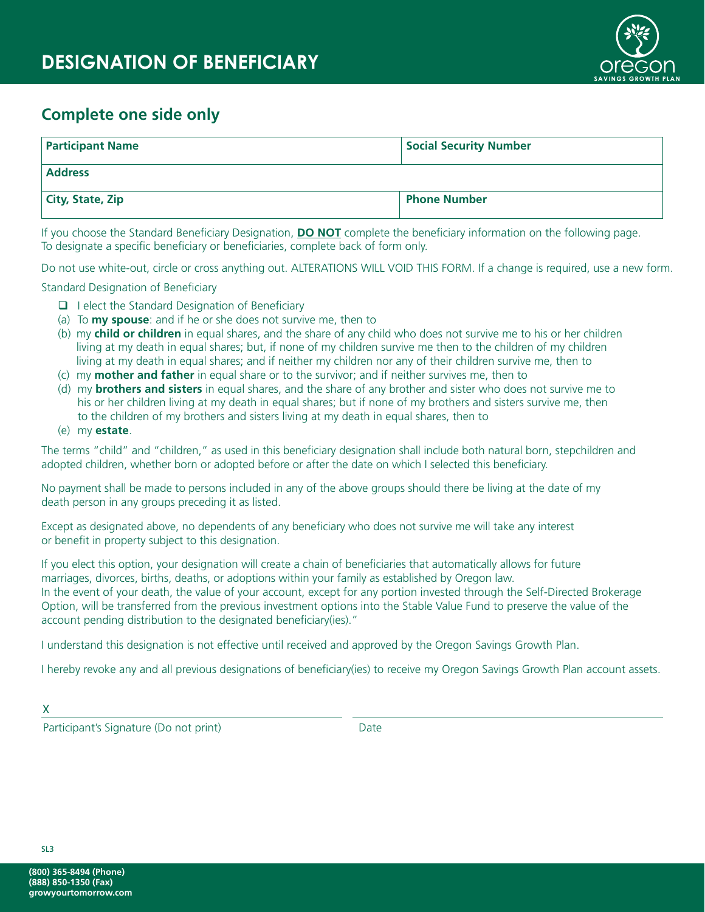# DESIGNATION OF BENEFICIARY

## Complete one side only

| Participant Name | Social Security Number |
|---|---|
| **Address** | |
| **City, State, Zip** | **Phone Number** |

If you choose the Standard Beneficiary Designation, **DO NOT** complete the beneficiary information on the following page. To designate a specific beneficiary or beneficiaries, complete back of form only.

Do not use white-out, circle or cross anything out. ALTERATIONS WILL VOID THIS FORM. If a change is required, use a new form.

Standard Designation of Beneficiary

- ☐ I elect the Standard Designation of Beneficiary

(a) To **my spouse**: and if he or she does not survive me, then to

(b) my **child or children** in equal shares, and the share of any child who does not survive me to his or her children living at my death in equal shares; but, if none of my children survive me then to the children of my children living at my death in equal shares; and if neither my children nor any of their children survive me, then to

(c) my **mother and father** in equal share or to the survivor; and if neither survives me, then to

(d) my **brothers and sisters** in equal shares, and the share of any brother and sister who does not survive me to his or her children living at my death in equal shares; but if none of my brothers and sisters survive me, then to the children of my brothers and sisters living at my death in equal shares, then to

(e) my **estate**.

The terms "child" and "children," as used in this beneficiary designation shall include both natural born, stepchildren and adopted children, whether born or adopted before or after the date on which I selected this beneficiary.

No payment shall be made to persons included in any of the above groups should there be living at the date of my death person in any groups preceding it as listed.

Except as designated above, no dependents of any beneficiary who does not survive me will take any interest or benefit in property subject to this designation.

If you elect this option, your designation will create a chain of beneficiaries that automatically allows for future marriages, divorces, births, deaths, or adoptions within your family as established by Oregon law.
In the event of your death, the value of your account, except for any portion invested through the Self-Directed Brokerage Option, will be transferred from the previous investment options into the Stable Value Fund to preserve the value of the account pending distribution to the designated beneficiary(ies)."

I understand this designation is not effective until received and approved by the Oregon Savings Growth Plan.

I hereby revoke any and all previous designations of beneficiary(ies) to receive my Oregon Savings Growth Plan account assets.

X ______________________________ ______________________________

Participant's Signature (Do not print) Date

SL3

**(800) 365-8494 (Phone)**
**(888) 850-1350 (Fax)**
**growyourtomorrow.com**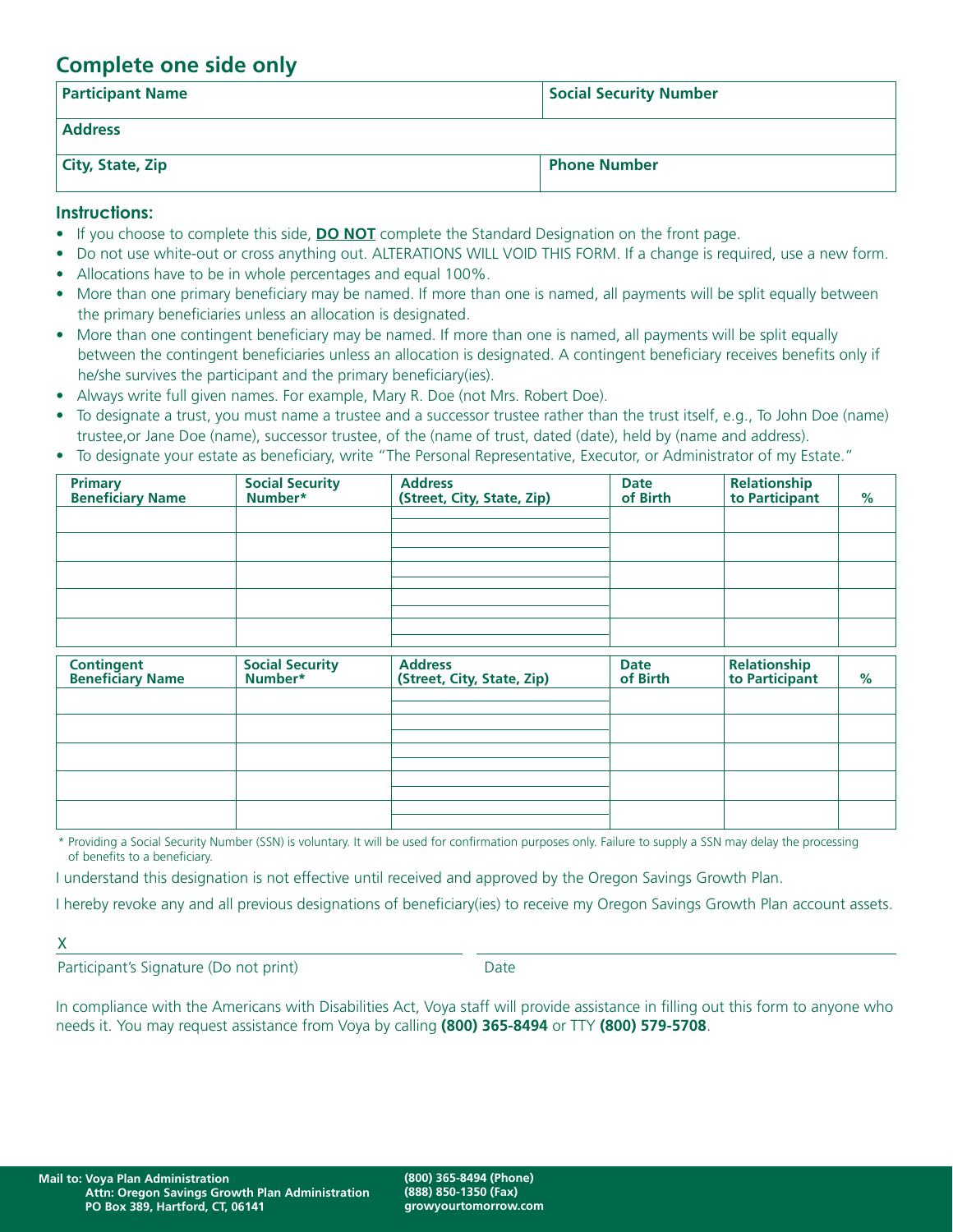## Complete one side only

| Participant Name | Social Security Number |
|---|---|
| **Address** | |
| **City, State, Zip** | **Phone Number** |

### Instructions:

- If you choose to complete this side, **DO NOT** complete the Standard Designation on the front page.
- Do not use white-out or cross anything out. ALTERATIONS WILL VOID THIS FORM. If a change is required, use a new form.
- Allocations have to be in whole percentages and equal 100%.
- More than one primary beneficiary may be named. If more than one is named, all payments will be split equally between the primary beneficiaries unless an allocation is designated.
- More than one contingent beneficiary may be named. If more than one is named, all payments will be split equally between the contingent beneficiaries unless an allocation is designated. A contingent beneficiary receives benefits only if he/she survives the participant and the primary beneficiary(ies).
- Always write full given names. For example, Mary R. Doe (not Mrs. Robert Doe).
- To designate a trust, you must name a trustee and a successor trustee rather than the trust itself, e.g., To John Doe (name) trustee,or Jane Doe (name), successor trustee, of the (name of trust, dated (date), held by (name and address).
- To designate your estate as beneficiary, write "The Personal Representative, Executor, or Administrator of my Estate."

| Primary Beneficiary Name | Social Security Number* | Address (Street, City, State, Zip) | Date of Birth | Relationship to Participant | % |
|---|---|---|---|---|---|
| | | | | | |
| | | | | | |
| | | | | | |
| | | | | | |
| | | | | | |

| Contingent Beneficiary Name | Social Security Number* | Address (Street, City, State, Zip) | Date of Birth | Relationship to Participant | % |
|---|---|---|---|---|---|
| | | | | | |
| | | | | | |
| | | | | | |
| | | | | | |
| | | | | | |

* Providing a Social Security Number (SSN) is voluntary. It will be used for confirmation purposes only. Failure to supply a SSN may delay the processing of benefits to a beneficiary.

I understand this designation is not effective until received and approved by the Oregon Savings Growth Plan.

I hereby revoke any and all previous designations of beneficiary(ies) to receive my Oregon Savings Growth Plan account assets.

X

Participant's Signature (Do not print)

Date

In compliance with the Americans with Disabilities Act, Voya staff will provide assistance in filling out this form to anyone who needs it. You may request assistance from Voya by calling **(800) 365-8494** or TTY **(800) 579-5708**.

**Mail to: Voya Plan Administration**
**Attn: Oregon Savings Growth Plan Administration**
**PO Box 389, Hartford, CT, 06141**

**(800) 365-8494 (Phone)**
**(888) 850-1350 (Fax)**
**growyourtomorrow.com**